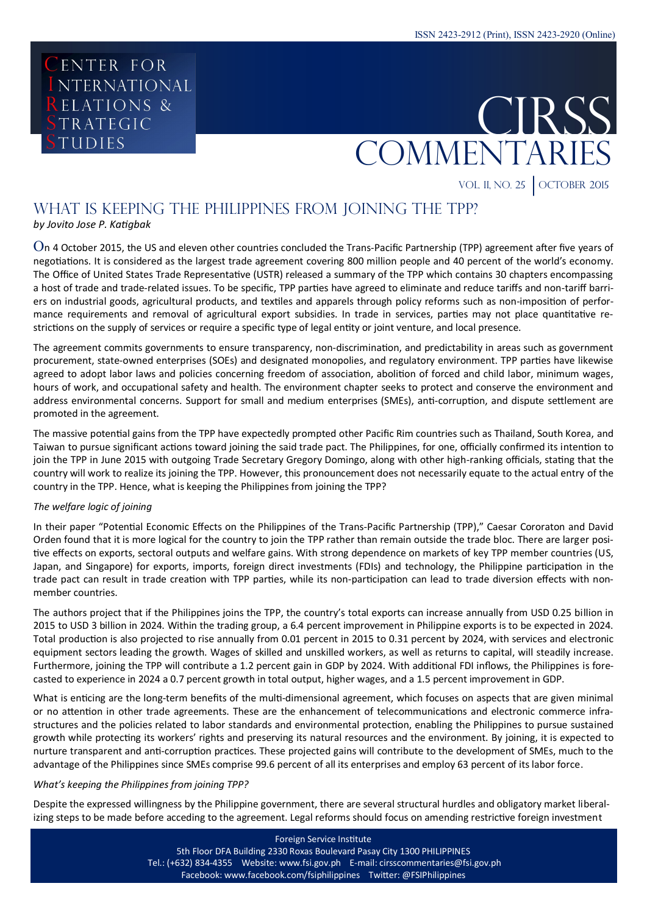ISSN 2423-2912 (Print), ISSN 2423-2920 (Online)

Center for International Relations & Strategic Studies

# CIRSS Commentaries

Vol. II, No. 25 | October 2015

## What is Keeping the Philippines from Joining the TPP?

*by Jovito Jose P. Katigbak*

On 4 October 2015, the US and eleven other countries concluded the Trans-Pacific Partnership (TPP) agreement after five years of negotiations. It is considered as the largest trade agreement covering 800 million people and 40 percent of the world's economy. The Office of United States Trade Representative (USTR) released a summary of the TPP which contains 30 chapters encompassing a host of trade and trade-related issues. To be specific, TPP parties have agreed to eliminate and reduce tariffs and non-tariff barriers on industrial goods, agricultural products, and textiles and apparels through policy reforms such as non-imposition of performance requirements and removal of agricultural export subsidies. In trade in services, parties may not place quantitative restrictions on the supply of services or require a specific type of legal entity or joint venture, and local presence.

The agreement commits governments to ensure transparency, non-discrimination, and predictability in areas such as government procurement, state-owned enterprises (SOEs) and designated monopolies, and regulatory environment. TPP parties have likewise agreed to adopt labor laws and policies concerning freedom of association, abolition of forced and child labor, minimum wages, hours of work, and occupational safety and health. The environment chapter seeks to protect and conserve the environment and address environmental concerns. Support for small and medium enterprises (SMEs), anti-corruption, and dispute settlement are promoted in the agreement.

The massive potential gains from the TPP have expectedly prompted other Pacific Rim countries such as Thailand, South Korea, and Taiwan to pursue significant actions toward joining the said trade pact. The Philippines, for one, officially confirmed its intention to join the TPP in June 2015 with outgoing Trade Secretary Gregory Domingo, along with other high-ranking officials, stating that the country will work to realize its joining the TPP. However, this pronouncement does not necessarily equate to the actual entry of the country in the TPP. Hence, what is keeping the Philippines from joining the TPP?

*The welfare logic of joining*

In their paper "Potential Economic Effects on the Philippines of the Trans-Pacific Partnership (TPP)," Caesar Cororaton and David Orden found that it is more logical for the country to join the TPP rather than remain outside the trade bloc. There are larger positive effects on exports, sectoral outputs and welfare gains. With strong dependence on markets of key TPP member countries (US, Japan, and Singapore) for exports, imports, foreign direct investments (FDIs) and technology, the Philippine participation in the trade pact can result in trade creation with TPP parties, while its non-participation can lead to trade diversion effects with non-member countries.

The authors project that if the Philippines joins the TPP, the country's total exports can increase annually from USD 0.25 billion in 2015 to USD 3 billion in 2024. Within the trading group, a 6.4 percent improvement in Philippine exports is to be expected in 2024. Total production is also projected to rise annually from 0.01 percent in 2015 to 0.31 percent by 2024, with services and electronic equipment sectors leading the growth. Wages of skilled and unskilled workers, as well as returns to capital, will steadily increase. Furthermore, joining the TPP will contribute a 1.2 percent gain in GDP by 2024. With additional FDI inflows, the Philippines is forecasted to experience in 2024 a 0.7 percent growth in total output, higher wages, and a 1.5 percent improvement in GDP.

What is enticing are the long-term benefits of the multi-dimensional agreement, which focuses on aspects that are given minimal or no attention in other trade agreements. These are the enhancement of telecommunications and electronic commerce infrastructures and the policies related to labor standards and environmental protection, enabling the Philippines to pursue sustained growth while protecting its workers' rights and preserving its natural resources and the environment. By joining, it is expected to nurture transparent and anti-corruption practices. These projected gains will contribute to the development of SMEs, much to the advantage of the Philippines since SMEs comprise 99.6 percent of all its enterprises and employ 63 percent of its labor force.

*What's keeping the Philippines from joining TPP?*

Despite the expressed willingness by the Philippine government, there are several structural hurdles and obligatory market liberalizing steps to be made before acceding to the agreement. Legal reforms should focus on amending restrictive foreign investment

Foreign Service Institute
5th Floor DFA Building 2330 Roxas Boulevard Pasay City 1300 PHILIPPINES
Tel.: (+632) 834-4355 Website: www.fsi.gov.ph E-mail: cirsscommentaries@fsi.gov.ph
Facebook: www.facebook.com/fsiphilippines Twitter: @FSIPhilippines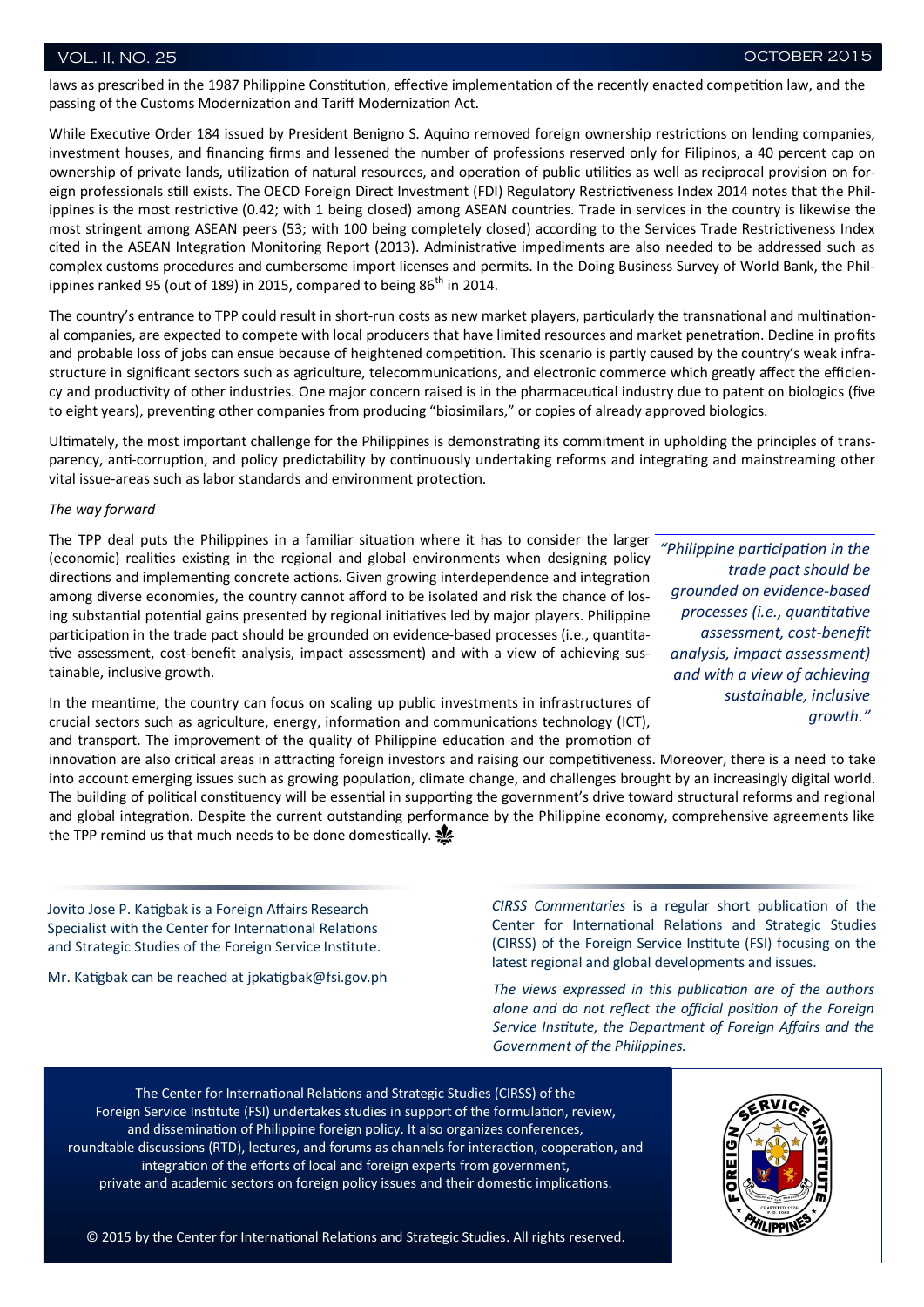laws as prescribed in the 1987 Philippine Constitution, effective implementation of the recently enacted competition law, and the passing of the Customs Modernization and Tariff Modernization Act.

While Executive Order 184 issued by President Benigno S. Aquino removed foreign ownership restrictions on lending companies, investment houses, and financing firms and lessened the number of professions reserved only for Filipinos, a 40 percent cap on ownership of private lands, utilization of natural resources, and operation of public utilities as well as reciprocal provision on foreign professionals still exists. The OECD Foreign Direct Investment (FDI) Regulatory Restrictiveness Index 2014 notes that the Philippines is the most restrictive (0.42; with 1 being closed) among ASEAN countries. Trade in services in the country is likewise the most stringent among ASEAN peers (53; with 100 being completely closed) according to the Services Trade Restrictiveness Index cited in the ASEAN Integration Monitoring Report (2013). Administrative impediments are also needed to be addressed such as complex customs procedures and cumbersome import licenses and permits. In the Doing Business Survey of World Bank, the Philippines ranked 95 (out of 189) in 2015, compared to being 86th in 2014.

The country's entrance to TPP could result in short-run costs as new market players, particularly the transnational and multinational companies, are expected to compete with local producers that have limited resources and market penetration. Decline in profits and probable loss of jobs can ensue because of heightened competition. This scenario is partly caused by the country's weak infrastructure in significant sectors such as agriculture, telecommunications, and electronic commerce which greatly affect the efficiency and productivity of other industries. One major concern raised is in the pharmaceutical industry due to patent on biologics (five to eight years), preventing other companies from producing "biosimilars," or copies of already approved biologics.

Ultimately, the most important challenge for the Philippines is demonstrating its commitment in upholding the principles of transparency, anti-corruption, and policy predictability by continuously undertaking reforms and integrating and mainstreaming other vital issue-areas such as labor standards and environment protection.

*The way forward*

The TPP deal puts the Philippines in a familiar situation where it has to consider the larger (economic) realities existing in the regional and global environments when designing policy directions and implementing concrete actions. Given growing interdependence and integration among diverse economies, the country cannot afford to be isolated and risk the chance of losing substantial potential gains presented by regional initiatives led by major players. Philippine participation in the trade pact should be grounded on evidence-based processes (i.e., quantitative assessment, cost-benefit analysis, impact assessment) and with a view of achieving sustainable, inclusive growth.

> *"Philippine participation in the trade pact should be grounded on evidence-based processes (i.e., quantitative assessment, cost-benefit analysis, impact assessment) and with a view of achieving sustainable, inclusive growth."*

In the meantime, the country can focus on scaling up public investments in infrastructures of crucial sectors such as agriculture, energy, information and communications technology (ICT), and transport. The improvement of the quality of Philippine education and the promotion of innovation are also critical areas in attracting foreign investors and raising our competitiveness. Moreover, there is a need to take into account emerging issues such as growing population, climate change, and challenges brought by an increasingly digital world. The building of political constituency will be essential in supporting the government's drive toward structural reforms and regional and global integration. Despite the current outstanding performance by the Philippine economy, comprehensive agreements like the TPP remind us that much needs to be done domestically.

---

Jovito Jose P. Katigbak is a Foreign Affairs Research Specialist with the Center for International Relations and Strategic Studies of the Foreign Service Institute.

Mr. Katigbak can be reached at jpkatigbak@fsi.gov.ph

*CIRSS Commentaries* is a regular short publication of the Center for International Relations and Strategic Studies (CIRSS) of the Foreign Service Institute (FSI) focusing on the latest regional and global developments and issues.

*The views expressed in this publication are of the authors alone and do not reflect the official position of the Foreign Service Institute, the Department of Foreign Affairs and the Government of the Philippines.*

The Center for International Relations and Strategic Studies (CIRSS) of the Foreign Service Institute (FSI) undertakes studies in support of the formulation, review, and dissemination of Philippine foreign policy. It also organizes conferences, roundtable discussions (RTD), lectures, and forums as channels for interaction, cooperation, and integration of the efforts of local and foreign experts from government, private and academic sectors on foreign policy issues and their domestic implications.

© 2015 by the Center for International Relations and Strategic Studies. All rights reserved.